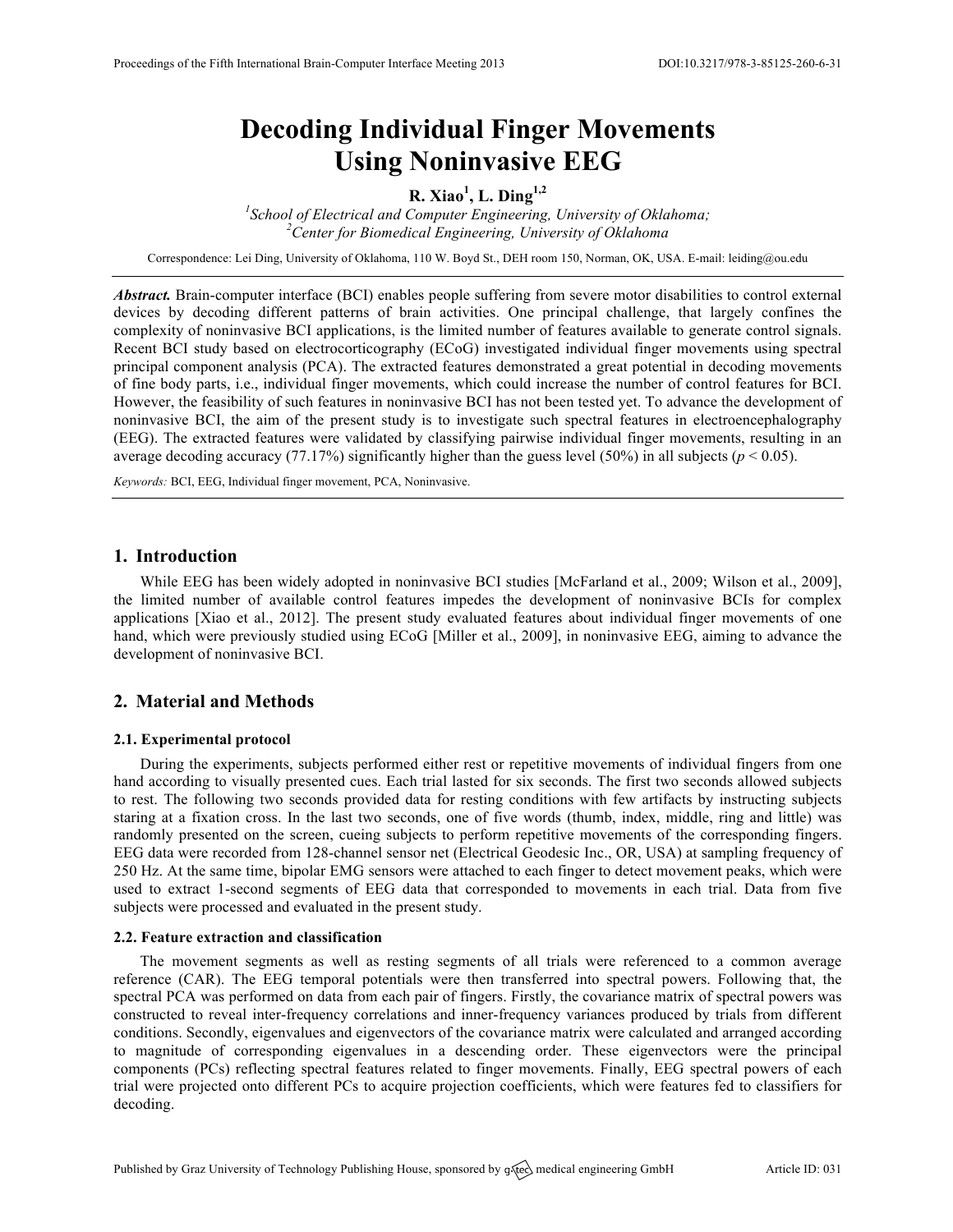# Decoding Individual Finger Movements Using Noninvasive EEG

**R. Xiao[1], L. Ding[1,2]**

[1] *School of Electrical and Computer Engineering, University of Oklahoma;*
[2] *Center for Biomedical Engineering, University of Oklahoma*

Correspondence: Lei Ding, University of Oklahoma, 110 W. Boyd St., DEH room 150, Norman, OK, USA. E-mail: leiding@ou.edu

***Abstract.*** Brain-computer interface (BCI) enables people suffering from severe motor disabilities to control external devices by decoding different patterns of brain activities. One principal challenge, that largely confines the complexity of noninvasive BCI applications, is the limited number of features available to generate control signals. Recent BCI study based on electrocorticography (ECoG) investigated individual finger movements using spectral principal component analysis (PCA). The extracted features demonstrated a great potential in decoding movements of fine body parts, i.e., individual finger movements, which could increase the number of control features for BCI. However, the feasibility of such features in noninvasive BCI has not been tested yet. To advance the development of noninvasive BCI, the aim of the present study is to investigate such spectral features in electroencephalography (EEG). The extracted features were validated by classifying pairwise individual finger movements, resulting in an average decoding accuracy (77.17%) significantly higher than the guess level (50%) in all subjects ($p < 0.05$).

*Keywords:* BCI, EEG, Individual finger movement, PCA, Noninvasive.

## 1. Introduction

While EEG has been widely adopted in noninvasive BCI studies [McFarland et al., 2009; Wilson et al., 2009], the limited number of available control features impedes the development of noninvasive BCIs for complex applications [Xiao et al., 2012]. The present study evaluated features about individual finger movements of one hand, which were previously studied using ECoG [Miller et al., 2009], in noninvasive EEG, aiming to advance the development of noninvasive BCI.

## 2. Material and Methods

### 2.1. Experimental protocol

During the experiments, subjects performed either rest or repetitive movements of individual fingers from one hand according to visually presented cues. Each trial lasted for six seconds. The first two seconds allowed subjects to rest. The following two seconds provided data for resting conditions with few artifacts by instructing subjects staring at a fixation cross. In the last two seconds, one of five words (thumb, index, middle, ring and little) was randomly presented on the screen, cueing subjects to perform repetitive movements of the corresponding fingers. EEG data were recorded from 128-channel sensor net (Electrical Geodesic Inc., OR, USA) at sampling frequency of 250 Hz. At the same time, bipolar EMG sensors were attached to each finger to detect movement peaks, which were used to extract 1-second segments of EEG data that corresponded to movements in each trial. Data from five subjects were processed and evaluated in the present study.

### 2.2. Feature extraction and classification

The movement segments as well as resting segments of all trials were referenced to a common average reference (CAR). The EEG temporal potentials were then transferred into spectral powers. Following that, the spectral PCA was performed on data from each pair of fingers. Firstly, the covariance matrix of spectral powers was constructed to reveal inter-frequency correlations and inner-frequency variances produced by trials from different conditions. Secondly, eigenvalues and eigenvectors of the covariance matrix were calculated and arranged according to magnitude of corresponding eigenvalues in a descending order. These eigenvectors were the principal components (PCs) reflecting spectral features related to finger movements. Finally, EEG spectral powers of each trial were projected onto different PCs to acquire projection coefficients, which were features fed to classifiers for decoding.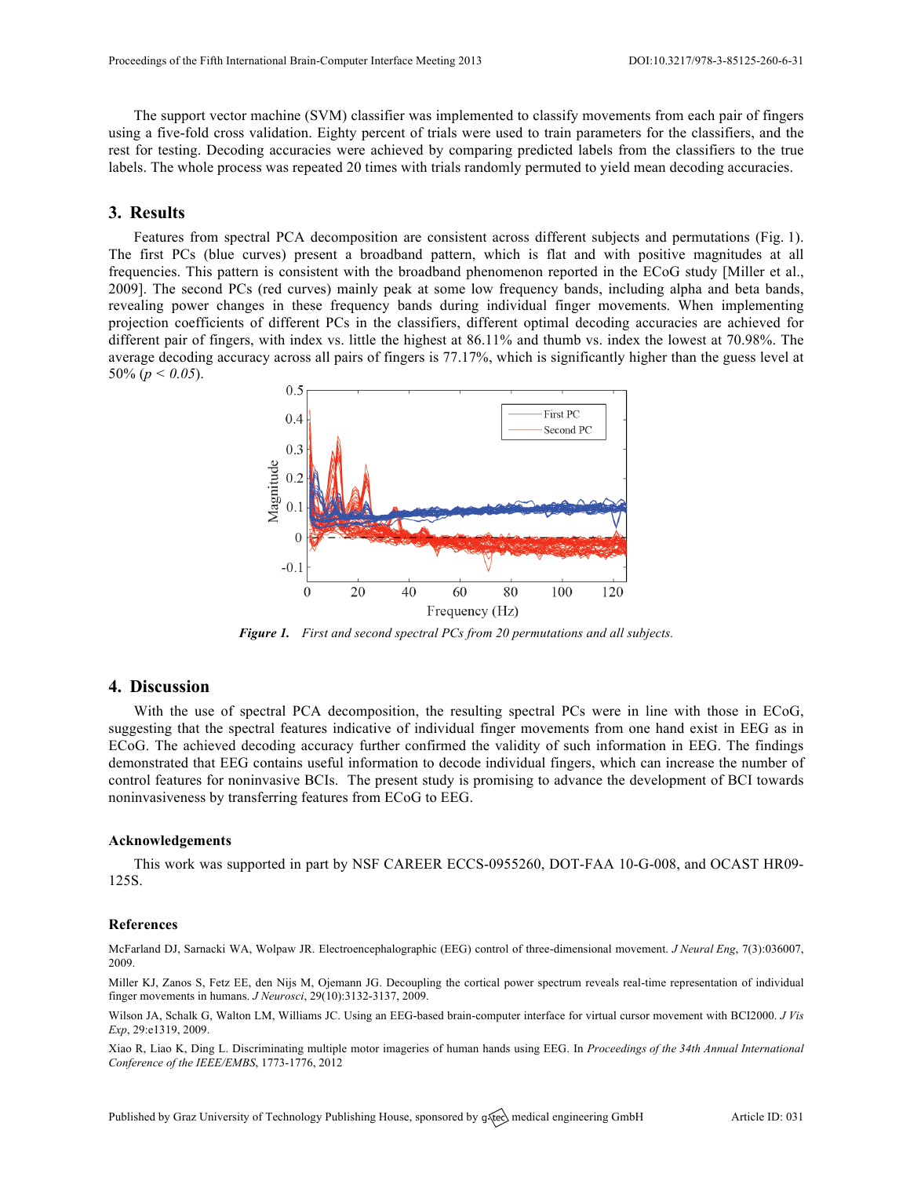The support vector machine (SVM) classifier was implemented to classify movements from each pair of fingers using a five-fold cross validation. Eighty percent of trials were used to train parameters for the classifiers, and the rest for testing. Decoding accuracies were achieved by comparing predicted labels from the classifiers to the true labels. The whole process was repeated 20 times with trials randomly permuted to yield mean decoding accuracies.

## 3. Results

Features from spectral PCA decomposition are consistent across different subjects and permutations (Fig. 1). The first PCs (blue curves) present a broadband pattern, which is flat and with positive magnitudes at all frequencies. This pattern is consistent with the broadband phenomenon reported in the ECoG study [Miller et al., 2009]. The second PCs (red curves) mainly peak at some low frequency bands, including alpha and beta bands, revealing power changes in these frequency bands during individual finger movements. When implementing projection coefficients of different PCs in the classifiers, different optimal decoding accuracies are achieved for different pair of fingers, with index vs. little the highest at 86.11% and thumb vs. index the lowest at 70.98%. The average decoding accuracy across all pairs of fingers is 77.17%, which is significantly higher than the guess level at 50% ($p < 0.05$).

Magnitude
0.5
0.4
0.3
0.2
0.1
0
-0.1
0
20
40
60
80
100
120
Frequency (Hz)
First PC
Second PC

***Figure 1.*** *First and second spectral PCs from 20 permutations and all subjects.*

## 4. Discussion

With the use of spectral PCA decomposition, the resulting spectral PCs were in line with those in ECoG, suggesting that the spectral features indicative of individual finger movements from one hand exist in EEG as in ECoG. The achieved decoding accuracy further confirmed the validity of such information in EEG. The findings demonstrated that EEG contains useful information to decode individual fingers, which can increase the number of control features for noninvasive BCIs. The present study is promising to advance the development of BCI towards noninvasiveness by transferring features from ECoG to EEG.

### Acknowledgements

This work was supported in part by NSF CAREER ECCS-0955260, DOT-FAA 10-G-008, and OCAST HR09-125S.

### References

McFarland DJ, Sarnacki WA, Wolpaw JR. Electroencephalographic (EEG) control of three-dimensional movement. *J Neural Eng*, 7(3):036007, 2009.

Miller KJ, Zanos S, Fetz EE, den Nijs M, Ojemann JG. Decoupling the cortical power spectrum reveals real-time representation of individual finger movements in humans. *J Neurosci*, 29(10):3132-3137, 2009.

Wilson JA, Schalk G, Walton LM, Williams JC. Using an EEG-based brain-computer interface for virtual cursor movement with BCI2000. *J Vis Exp*, 29:e1319, 2009.

Xiao R, Liao K, Ding L. Discriminating multiple motor imageries of human hands using EEG. In *Proceedings of the 34th Annual International Conference of the IEEE/EMBS*, 1773-1776, 2012